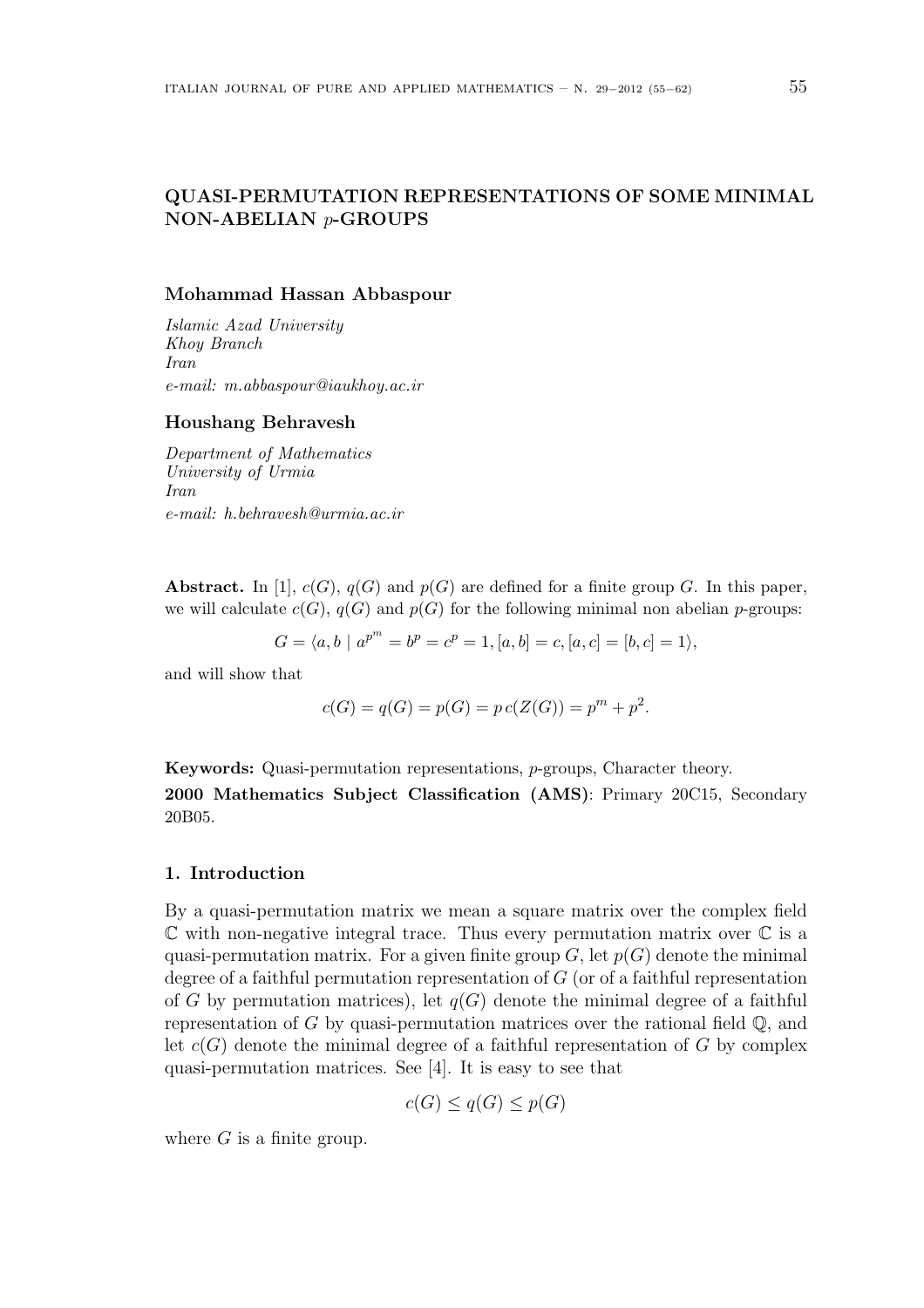# QUASI-PERMUTATION REPRESENTATIONS OF SOME MINIMAL NON-ABELIAN $p$-GROUPS

**Mohammad Hassan Abbaspour**

*Islamic Azad University*
*Khoy Branch*
*Iran*
*e-mail: m.abbaspour@iaukhoy.ac.ir*

**Houshang Behravesh**

*Department of Mathematics*
*University of Urmia*
*Iran*
*e-mail: h.behravesh@urmia.ac.ir*

**Abstract.** In [1], $c(G)$, $q(G)$ and $p(G)$ are defined for a finite group $G$. In this paper, we will calculate $c(G)$, $q(G)$ and $p(G)$ for the following minimal non abelian $p$-groups:

$$G = \langle a, b \mid a^{p^m} = b^p = c^p = 1, [a, b] = c, [a, c] = [b, c] = 1\rangle,$$

and will show that

$$c(G) = q(G) = p(G) = p\, c(Z(G)) = p^m + p^2.$$

**Keywords:** Quasi-permutation representations, $p$-groups, Character theory.

**2000 Mathematics Subject Classification (AMS)**: Primary 20C15, Secondary 20B05.

## 1. Introduction

By a quasi-permutation matrix we mean a square matrix over the complex field $\mathbb{C}$ with non-negative integral trace. Thus every permutation matrix over $\mathbb{C}$ is a quasi-permutation matrix. For a given finite group $G$, let $p(G)$ denote the minimal degree of a faithful permutation representation of $G$ (or of a faithful representation of $G$ by permutation matrices), let $q(G)$ denote the minimal degree of a faithful representation of $G$ by quasi-permutation matrices over the rational field $\mathbb{Q}$, and let $c(G)$ denote the minimal degree of a faithful representation of $G$ by complex quasi-permutation matrices. See [4]. It is easy to see that

$$c(G) \leq q(G) \leq p(G)$$

where $G$ is a finite group.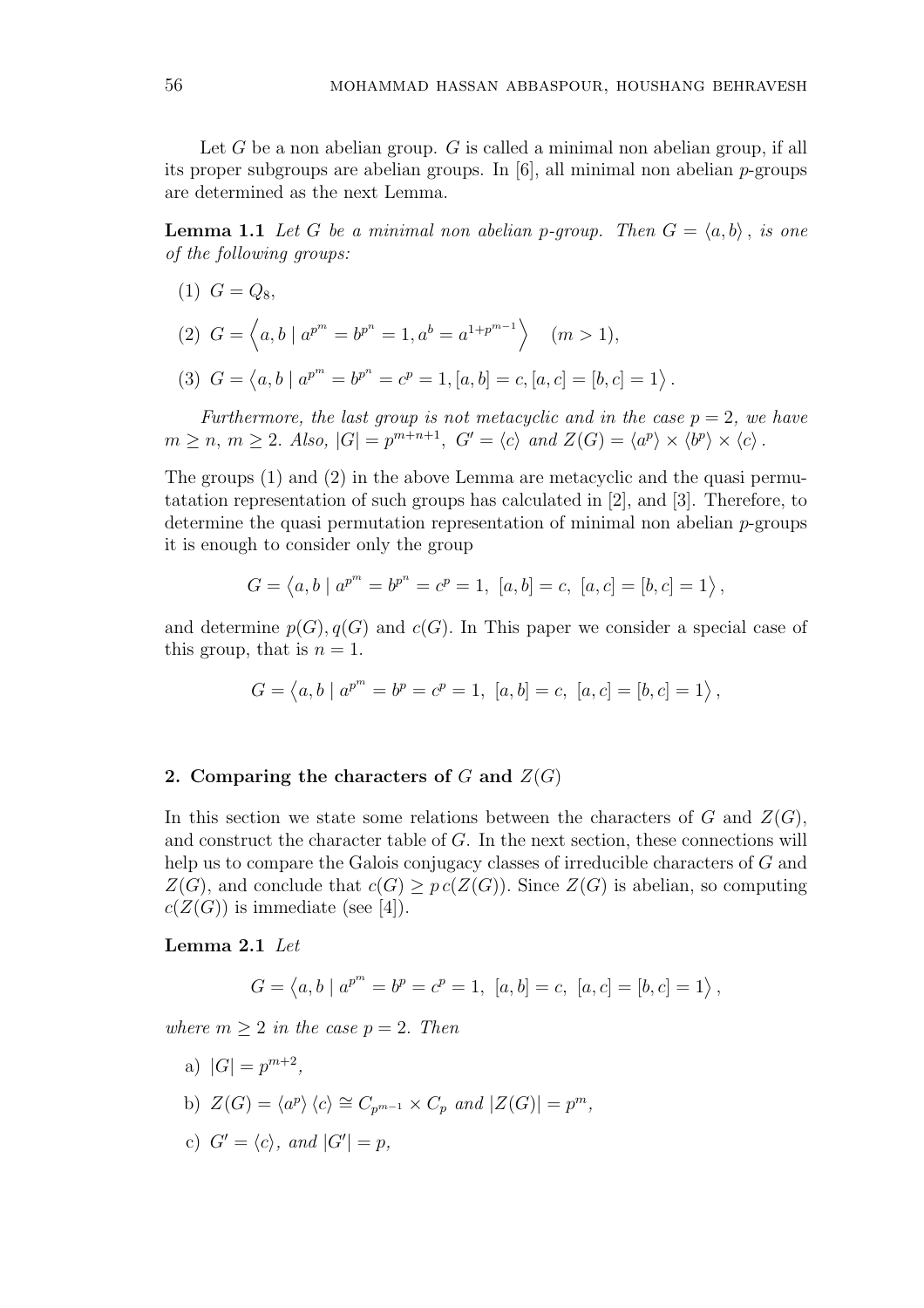Let $G$ be a non abelian group. $G$ is called a minimal non abelian group, if all its proper subgroups are abelian groups. In [6], all minimal non abelian $p$-groups are determined as the next Lemma.

**Lemma 1.1** *Let $G$ be a minimal non abelian $p$-group. Then $G = \langle a, b \rangle$, is one of the following groups:*

(1) $G = Q_8$,

(2) $G = \left\langle a, b \mid a^{p^m} = b^{p^n} = 1, a^b = a^{1+p^{m-1}} \right\rangle \quad (m > 1)$,

(3) $G = \left\langle a, b \mid a^{p^m} = b^{p^n} = c^p = 1, [a, b] = c, [a, c] = [b, c] = 1 \right\rangle$.

*Furthermore, the last group is not metacyclic and in the case $p = 2$, we have $m \geq n$, $m \geq 2$. Also, $|G| = p^{m+n+1}$, $G' = \langle c \rangle$ and $Z(G) = \langle a^p \rangle \times \langle b^p \rangle \times \langle c \rangle$.*

The groups (1) and (2) in the above Lemma are metacyclic and the quasi permutatation representation of such groups has calculated in [2], and [3]. Therefore, to determine the quasi permutation representation of minimal non abelian $p$-groups it is enough to consider only the group

$$G = \left\langle a, b \mid a^{p^m} = b^{p^n} = c^p = 1, \ [a, b] = c, \ [a, c] = [b, c] = 1 \right\rangle,$$

and determine $p(G), q(G)$ and $c(G)$. In This paper we consider a special case of this group, that is $n = 1$.

$$G = \left\langle a, b \mid a^{p^m} = b^p = c^p = 1, \ [a, b] = c, \ [a, c] = [b, c] = 1 \right\rangle,$$

## 2. Comparing the characters of $G$ and $Z(G)$

In this section we state some relations between the characters of $G$ and $Z(G)$, and construct the character table of $G$. In the next section, these connections will help us to compare the Galois conjugacy classes of irreducible characters of $G$ and $Z(G)$, and conclude that $c(G) \geq p\, c(Z(G))$. Since $Z(G)$ is abelian, so computing $c(Z(G))$ is immediate (see [4]).

**Lemma 2.1** *Let*

$$G = \left\langle a, b \mid a^{p^m} = b^p = c^p = 1, \ [a, b] = c, \ [a, c] = [b, c] = 1 \right\rangle,$$

*where $m \geq 2$ in the case $p = 2$. Then*

a) $|G| = p^{m+2}$,

b) $Z(G) = \langle a^p \rangle \langle c \rangle \cong C_{p^{m-1}} \times C_p$ *and* $|Z(G)| = p^m$,

c) $G' = \langle c \rangle$, *and* $|G'| = p$,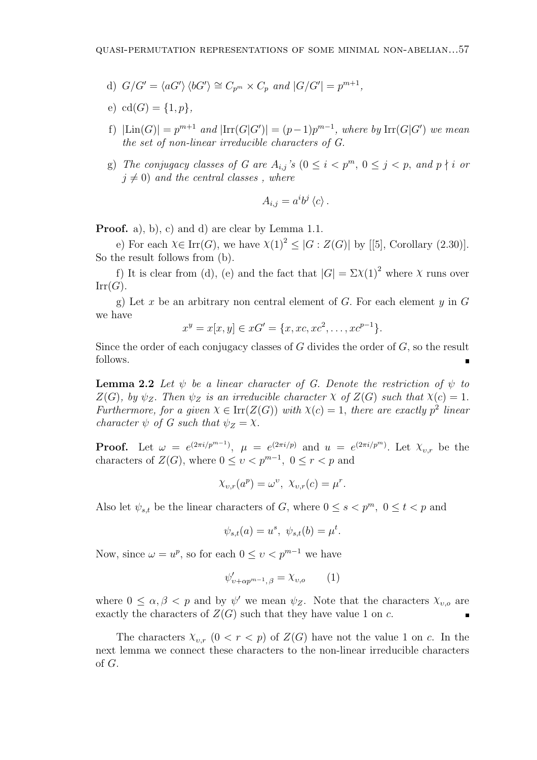d) $G/G' = \langle aG' \rangle \langle bG' \rangle \cong C_{p^m} \times C_p$ *and* $|G/G'| = p^{m+1}$,

e) $\mathrm{cd}(G) = \{1, p\}$,

f) $|\mathrm{Lin}(G)| = p^{m+1}$ *and* $|\mathrm{Irr}(G|G')| = (p-1)p^{m-1}$*, where by* $\mathrm{Irr}(G|G')$ *we mean the set of non-linear irreducible characters of* $G$.

g) *The conjugacy classes of* $G$ *are* $A_{i,j}$*'s* ($0 \leq i < p^m$, $0 \leq j < p$, *and* $p \nmid i$ *or* $j \neq 0$) *and the central classes , where*

$$A_{i,j} = a^i b^j \langle c \rangle .$$

**Proof.** a), b), c) and d) are clear by Lemma 1.1.

e) For each $\chi \in \mathrm{Irr}(G)$, we have $\chi(1)^2 \leq |G : Z(G)|$ by [[5], Corollary (2.30)]. So the result follows from (b).

f) It is clear from (d), (e) and the fact that $|G| = \Sigma \chi(1)^2$ where $\chi$ runs over $\mathrm{Irr}(G)$.

g) Let $x$ be an arbitrary non central element of $G$. For each element $y$ in $G$ we have

$$x^y = x[x, y] \in xG' = \{x, xc, xc^2, \ldots, xc^{p-1}\}.$$

Since the order of each conjugacy classes of $G$ divides the order of $G$, so the result follows. ∎

**Lemma 2.2** *Let* $\psi$ *be a linear character of* $G$*. Denote the restriction of* $\psi$ *to* $Z(G)$*, by* $\psi_Z$*. Then* $\psi_Z$ *is an irreducible character* $\chi$ *of* $Z(G)$ *such that* $\chi(c) = 1$*. Furthermore, for a given* $\chi \in \mathrm{Irr}(Z(G))$ *with* $\chi(c) = 1$*, there are exactly* $p^2$ *linear character* $\psi$ *of* $G$ *such that* $\psi_Z = \chi$.

**Proof.** Let $\omega = e^{(2\pi i/p^{m-1})}$, $\mu = e^{(2\pi i/p)}$ and $u = e^{(2\pi i/p^m)}$. Let $\chi_{\upsilon,r}$ be the characters of $Z(G)$, where $0 \leq \upsilon < p^{m-1}$, $0 \leq r < p$ and

$$\chi_{\upsilon,r}(a^p) = \omega^{\upsilon},\ \chi_{\upsilon,r}(c) = \mu^r.$$

Also let $\psi_{s,t}$ be the linear characters of $G$, where $0 \leq s < p^m$, $0 \leq t < p$ and

$$\psi_{s,t}(a) = u^s,\ \psi_{s,t}(b) = \mu^t.$$

Now, since $\omega = u^p$, so for each $0 \leq \upsilon < p^{m-1}$ we have

$$\psi'_{\upsilon + \alpha p^{m-1}, \beta} = \chi_{\upsilon, o} \qquad (1)$$

where $0 \leq \alpha, \beta < p$ and by $\psi'$ we mean $\psi_Z$. Note that the characters $\chi_{\upsilon,o}$ are exactly the characters of $Z(G)$ such that they have value 1 on $c$. ∎

The characters $\chi_{\upsilon,r}$ ($0 < r < p$) of $Z(G)$ have not the value 1 on $c$. In the next lemma we connect these characters to the non-linear irreducible characters of $G$.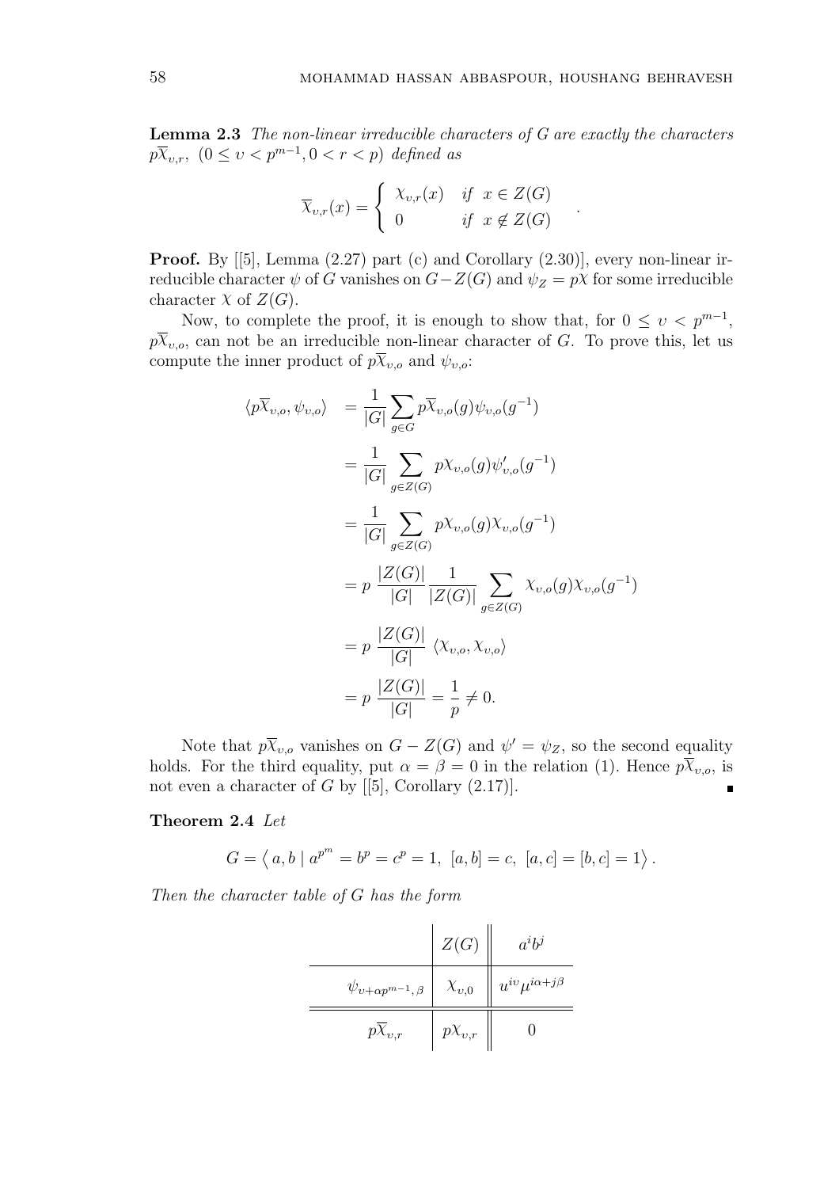**Lemma 2.3** *The non-linear irreducible characters of $G$ are exactly the characters $p\overline{\chi}_{\upsilon,r}$, $(0 \leq \upsilon < p^{m-1}, 0 < r < p)$ defined as*

$$\overline{\chi}_{\upsilon,r}(x) = \begin{cases} \chi_{\upsilon,r}(x) & \text{if } x \in Z(G) \\ 0 & \text{if } x \notin Z(G) \end{cases} .$$

**Proof.** By [[5], Lemma (2.27) part (c) and Corollary (2.30)], every non-linear irreducible character $\psi$ of $G$ vanishes on $G - Z(G)$ and $\psi_Z = p\chi$ for some irreducible character $\chi$ of $Z(G)$.

Now, to complete the proof, it is enough to show that, for $0 \leq \upsilon < p^{m-1}$, $p\overline{\chi}_{\upsilon,o}$, can not be an irreducible non-linear character of $G$. To prove this, let us compute the inner product of $p\overline{\chi}_{\upsilon,o}$ and $\psi_{\upsilon,o}$:

$$\begin{aligned}
\langle p\overline{\chi}_{\upsilon,o}, \psi_{\upsilon,o} \rangle &= \frac{1}{|G|} \sum_{g \in G} p\overline{\chi}_{\upsilon,o}(g) \psi_{\upsilon,o}(g^{-1}) \\
&= \frac{1}{|G|} \sum_{g \in Z(G)} p\chi_{\upsilon,o}(g) \psi'_{\upsilon,o}(g^{-1}) \\
&= \frac{1}{|G|} \sum_{g \in Z(G)} p\chi_{\upsilon,o}(g) \chi_{\upsilon,o}(g^{-1}) \\
&= p \; \frac{|Z(G)|}{|G|} \frac{1}{|Z(G)|} \sum_{g \in Z(G)} \chi_{\upsilon,o}(g) \chi_{\upsilon,o}(g^{-1}) \\
&= p \; \frac{|Z(G)|}{|G|} \; \langle \chi_{\upsilon,o}, \chi_{\upsilon,o} \rangle \\
&= p \; \frac{|Z(G)|}{|G|} = \frac{1}{p} \neq 0.
\end{aligned}$$

Note that $p\overline{\chi}_{\upsilon,o}$ vanishes on $G - Z(G)$ and $\psi' = \psi_Z$, so the second equality holds. For the third equality, put $\alpha = \beta = 0$ in the relation (1). Hence $p\overline{\chi}_{\upsilon,o}$, is not even a character of $G$ by [[5], Corollary (2.17)]. ∎

**Theorem 2.4** *Let*

$$G = \left\langle a, b \mid a^{p^m} = b^p = c^p = 1, \; [a,b] = c, \; [a,c] = [b,c] = 1 \right\rangle .$$

*Then the character table of $G$ has the form*

| | $Z(G)$ | $a^i b^j$ |
|---|---|---|
| $\psi_{\upsilon+\alpha p^{m-1},\beta}$ | $\chi_{\upsilon,0}$ | $u^{i\upsilon}\mu^{i\alpha+j\beta}$ |
| $p\overline{\chi}_{\upsilon,r}$ | $p\chi_{\upsilon,r}$ | $0$ |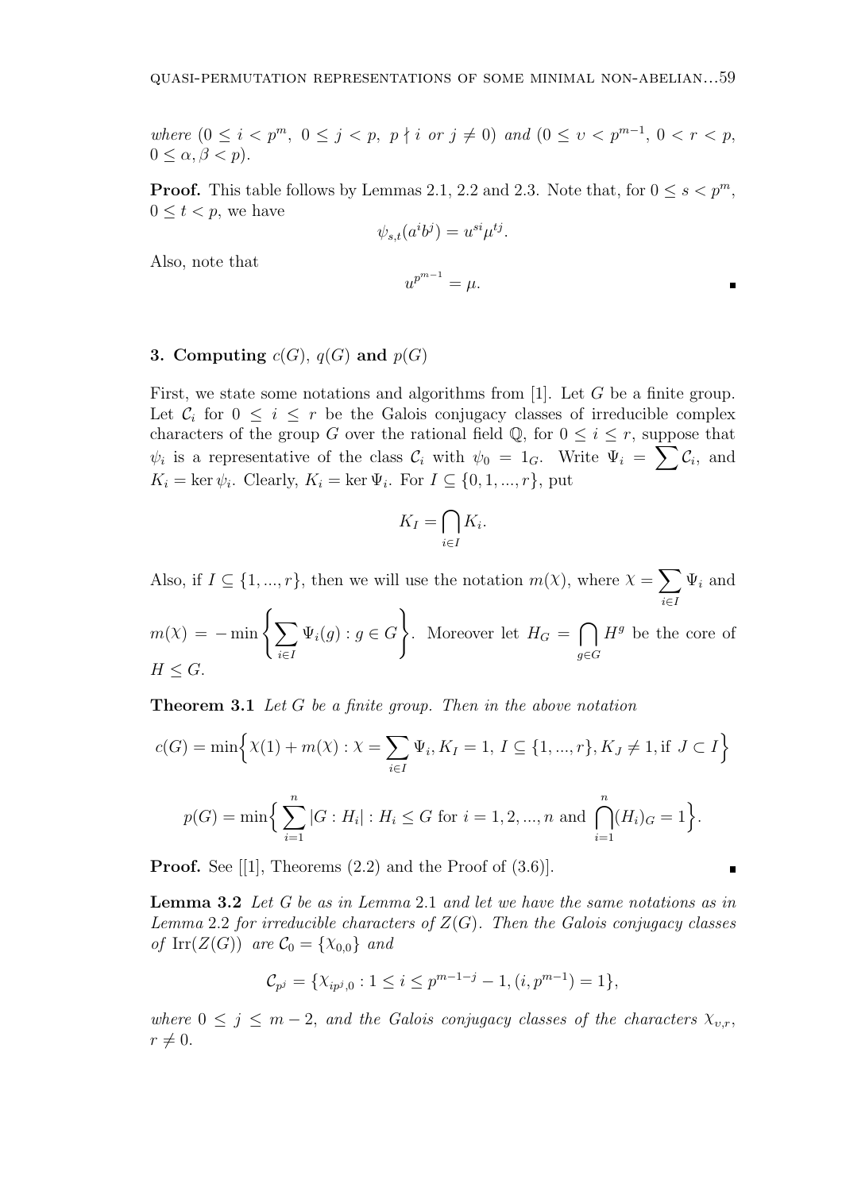*where* $(0 \leq i < p^m,\ 0 \leq j < p,\ p \nmid i$ *or* $j \neq 0)$ *and* $(0 \leq \upsilon < p^{m-1},\ 0 < r < p,$ $0 \leq \alpha, \beta < p)$.

**Proof.** This table follows by Lemmas 2.1, 2.2 and 2.3. Note that, for $0 \leq s < p^m$, $0 \leq t < p$, we have

$$\psi_{s,t}(a^i b^j) = u^{si}\mu^{tj}.$$

Also, note that

$$u^{p^{m-1}} = \mu.$$

■

## 3. Computing $c(G)$, $q(G)$ and $p(G)$

First, we state some notations and algorithms from [1]. Let $G$ be a finite group. Let $\mathcal{C}_i$ for $0 \leq i \leq r$ be the Galois conjugacy classes of irreducible complex characters of the group $G$ over the rational field $\mathbb{Q}$, for $0 \leq i \leq r$, suppose that $\psi_i$ is a representative of the class $\mathcal{C}_i$ with $\psi_0 = 1_G$. Write $\Psi_i = \sum \mathcal{C}_i$, and $K_i = \ker \psi_i$. Clearly, $K_i = \ker \Psi_i$. For $I \subseteq \{0, 1, ..., r\}$, put

$$K_I = \bigcap_{i \in I} K_i.$$

Also, if $I \subseteq \{1, ..., r\}$, then we will use the notation $m(\chi)$, where $\chi = \sum_{i \in I} \Psi_i$ and $m(\chi) = -\min\left\{\sum_{i \in I} \Psi_i(g) : g \in G\right\}$. Moreover let $H_G = \bigcap_{g \in G} H^g$ be the core of $H \leq G$.

**Theorem 3.1** *Let $G$ be a finite group. Then in the above notation*

$$c(G) = \min\Big\{\chi(1) + m(\chi) : \chi = \sum_{i \in I} \Psi_i, K_I = 1,\ I \subseteq \{1, ..., r\}, K_J \neq 1, \text{if } J \subset I\Big\}$$

$$p(G) = \min\Big\{\sum_{i=1}^{n} |G : H_i| : H_i \leq G \text{ for } i = 1, 2, ..., n \text{ and } \bigcap_{i=1}^{n} (H_i)_G = 1\Big\}.$$

**Proof.** See [[1], Theorems (2.2) and the Proof of (3.6)]. ■

**Lemma 3.2** *Let $G$ be as in Lemma* 2.1 *and let we have the same notations as in Lemma* 2.2 *for irreducible characters of $Z(G)$. Then the Galois conjugacy classes of $\mathrm{Irr}(Z(G))$ are $\mathcal{C}_0 = \{\chi_{0,0}\}$ and*

$$\mathcal{C}_{p^j} = \{\chi_{ip^j,0} : 1 \leq i \leq p^{m-1-j} - 1, (i, p^{m-1}) = 1\},$$

*where $0 \leq j \leq m - 2$, and the Galois conjugacy classes of the characters $\chi_{\upsilon,r}$, $r \neq 0$.*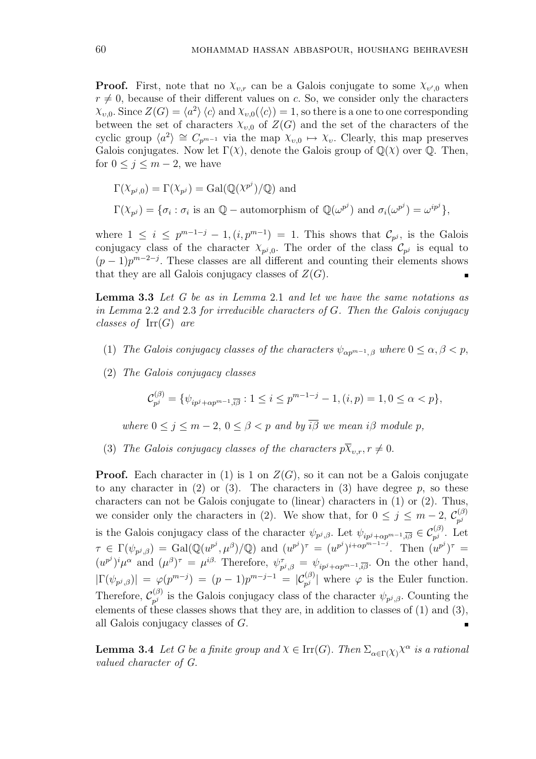**Proof.** First, note that no $\chi_{\upsilon,r}$ can be a Galois conjugate to some $\chi_{\upsilon',0}$ when $r \neq 0$, because of their different values on $c$. So, we consider only the characters $\chi_{\upsilon,0}$. Since $Z(G) = \langle a^2 \rangle \langle c \rangle$ and $\chi_{\upsilon,0}(\langle c \rangle) = 1$, so there is a one to one corresponding between the set of characters $\chi_{\upsilon,0}$ of $Z(G)$ and the set of the characters of the cyclic group $\langle a^2 \rangle \cong C_{p^{m-1}}$ via the map $\chi_{\upsilon,0} \mapsto \chi_\upsilon$. Clearly, this map preserves Galois conjugates. Now let $\Gamma(\chi)$, denote the Galois group of $\mathbb{Q}(\chi)$ over $\mathbb{Q}$. Then, for $0 \leq j \leq m-2$, we have

$$\Gamma(\chi_{p^j,0}) = \Gamma(\chi_{p^j}) = \mathrm{Gal}(\mathbb{Q}(\chi^{p^j})/\mathbb{Q}) \text{ and}$$

$$\Gamma(\chi_{p^j}) = \{\sigma_i : \sigma_i \text{ is an } \mathbb{Q} - \text{automorphism of } \mathbb{Q}(\omega^{p^j}) \text{ and } \sigma_i(\omega^{p^j}) = \omega^{ip^j}\},$$

where $1 \leq i \leq p^{m-1-j} - 1, (i, p^{m-1}) = 1$. This shows that $\mathcal{C}_{p^j}$, is the Galois conjugacy class of the character $\chi_{p^j,0}$. The order of the class $\mathcal{C}_{p^j}$ is equal to $(p-1)p^{m-2-j}$. These classes are all different and counting their elements shows that they are all Galois conjugacy classes of $Z(G)$. ∎

**Lemma 3.3** *Let $G$ be as in Lemma 2.1 and let we have the same notations as in Lemma 2.2 and 2.3 for irreducible characters of $G$. Then the Galois conjugacy classes of* $\mathrm{Irr}(G)$ *are*

(1) *The Galois conjugacy classes of the characters $\psi_{\alpha p^{m-1},\beta}$ where $0 \leq \alpha, \beta < p$,*

(2) *The Galois conjugacy classes*

$$\mathcal{C}^{(\beta)}_{p^j} = \{\psi_{ip^j + \alpha p^{m-1}, \overline{i\beta}} : 1 \leq i \leq p^{m-1-j} - 1, (i,p) = 1, 0 \leq \alpha < p\},$$

*where $0 \leq j \leq m-2$, $0 \leq \beta < p$ and by $\overline{i\beta}$ we mean $i\beta$ module $p$,*

(3) *The Galois conjugacy classes of the characters $p\overline{\chi}_{\upsilon,r}, r \neq 0$.*

**Proof.** Each character in (1) is 1 on $Z(G)$, so it can not be a Galois conjugate to any character in (2) or (3). The characters in (3) have degree $p$, so these characters can not be Galois conjugate to (linear) characters in (1) or (2). Thus, we consider only the characters in (2). We show that, for $0 \leq j \leq m-2$, $\mathcal{C}^{(\beta)}_{p^j}$ is the Galois conjugacy class of the character $\psi_{p^j,\beta}$. Let $\psi_{ip^j+\alpha p^{m-1},\overline{i\beta}} \in \mathcal{C}^{(\beta)}_{p^j}$. Let $\tau \in \Gamma(\psi_{p^j,\beta}) = \mathrm{Gal}(\mathbb{Q}(u^{p^j}, \mu^\beta)/\mathbb{Q})$ and $(u^{p^j})^\tau = (u^{p^j})^{i+\alpha p^{m-1-j}}$. Then $(u^{p^j})^\tau = (u^{p^j})^i \mu^\alpha$ and $(\mu^\beta)^\tau = \mu^{i\beta}$. Therefore, $\psi^\tau_{p^j,\beta} = \psi_{ip^j+\alpha p^{m-1},\overline{i\beta}}$. On the other hand, $|\Gamma(\psi_{p^j,\beta})| = \varphi(p^{m-j}) = (p-1)p^{m-j-1} = |\mathcal{C}^{(\beta)}_{p^j}|$ where $\varphi$ is the Euler function. Therefore, $\mathcal{C}^{(\beta)}_{p^j}$ is the Galois conjugacy class of the character $\psi_{p^j,\beta}$. Counting the elements of these classes shows that they are, in addition to classes of (1) and (3), all Galois conjugacy classes of $G$. ∎

**Lemma 3.4** *Let $G$ be a finite group and $\chi \in \mathrm{Irr}(G)$. Then $\Sigma_{\alpha \in \Gamma(\chi)} \chi^\alpha$ is a rational valued character of $G$.*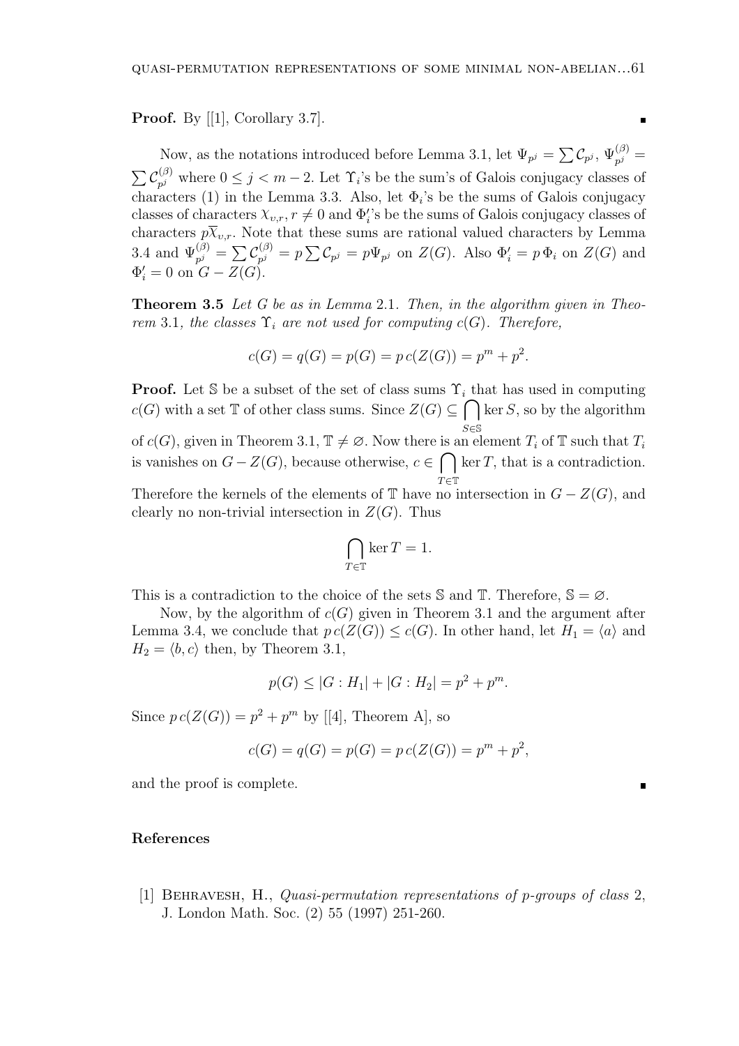**Proof.** By [[1], Corollary 3.7]. ∎

Now, as the notations introduced before Lemma 3.1, let $\Psi_{p^j} = \sum \mathcal{C}_{p^j}$, $\Psi_{p^j}^{(\beta)} = \sum \mathcal{C}_{p^j}^{(\beta)}$ where $0 \leq j < m-2$. Let $\Upsilon_i$'s be the sum's of Galois conjugacy classes of characters (1) in the Lemma 3.3. Also, let $\Phi_i$'s be the sums of Galois conjugacy classes of characters $\chi_{v,r}, r \neq 0$ and $\Phi_i'$'s be the sums of Galois conjugacy classes of characters $p\overline{\chi}_{v,r}$. Note that these sums are rational valued characters by Lemma 3.4 and $\Psi_{p^j}^{(\beta)} = \sum \mathcal{C}_{p^j}^{(\beta)} = p \sum \mathcal{C}_{p^j} = p\Psi_{p^j}$ on $Z(G)$. Also $\Phi_i' = p\,\Phi_i$ on $Z(G)$ and $\Phi_i' = 0$ on $G - Z(G)$.

**Theorem 3.5** *Let $G$ be as in Lemma* 2.1*. Then, in the algorithm given in Theorem* 3.1*, the classes $\Upsilon_i$ are not used for computing $c(G)$. Therefore,*

$$c(G) = q(G) = p(G) = p\,c(Z(G)) = p^m + p^2.$$

**Proof.** Let $\mathbb{S}$ be a subset of the set of class sums $\Upsilon_i$ that has used in computing $c(G)$ with a set $\mathbb{T}$ of other class sums. Since $Z(G) \subseteq \bigcap\limits_{S \in \mathbb{S}} \ker S$, so by the algorithm of $c(G)$, given in Theorem 3.1, $\mathbb{T} \neq \varnothing$. Now there is an element $T_i$ of $\mathbb{T}$ such that $T_i$ is vanishes on $G - Z(G)$, because otherwise, $c \in \bigcap\limits_{T \in \mathbb{T}} \ker T$, that is a contradiction. Therefore the kernels of the elements of $\mathbb{T}$ have no intersection in $G - Z(G)$, and clearly no non-trivial intersection in $Z(G)$. Thus

$$\bigcap_{T \in \mathbb{T}} \ker T = 1.$$

This is a contradiction to the choice of the sets $\mathbb{S}$ and $\mathbb{T}$. Therefore, $\mathbb{S} = \varnothing$.

Now, by the algorithm of $c(G)$ given in Theorem 3.1 and the argument after Lemma 3.4, we conclude that $p\,c(Z(G)) \leq c(G)$. In other hand, let $H_1 = \langle a \rangle$ and $H_2 = \langle b, c \rangle$ then, by Theorem 3.1,

$$p(G) \leq |G : H_1| + |G : H_2| = p^2 + p^m.$$

Since $p\,c(Z(G)) = p^2 + p^m$ by [[4], Theorem A], so

$$c(G) = q(G) = p(G) = p\,c(Z(G)) = p^m + p^2,$$

and the proof is complete. ∎

## References

[1] Behravesh, H., *Quasi-permutation representations of p-groups of class* 2, J. London Math. Soc. (2) 55 (1997) 251-260.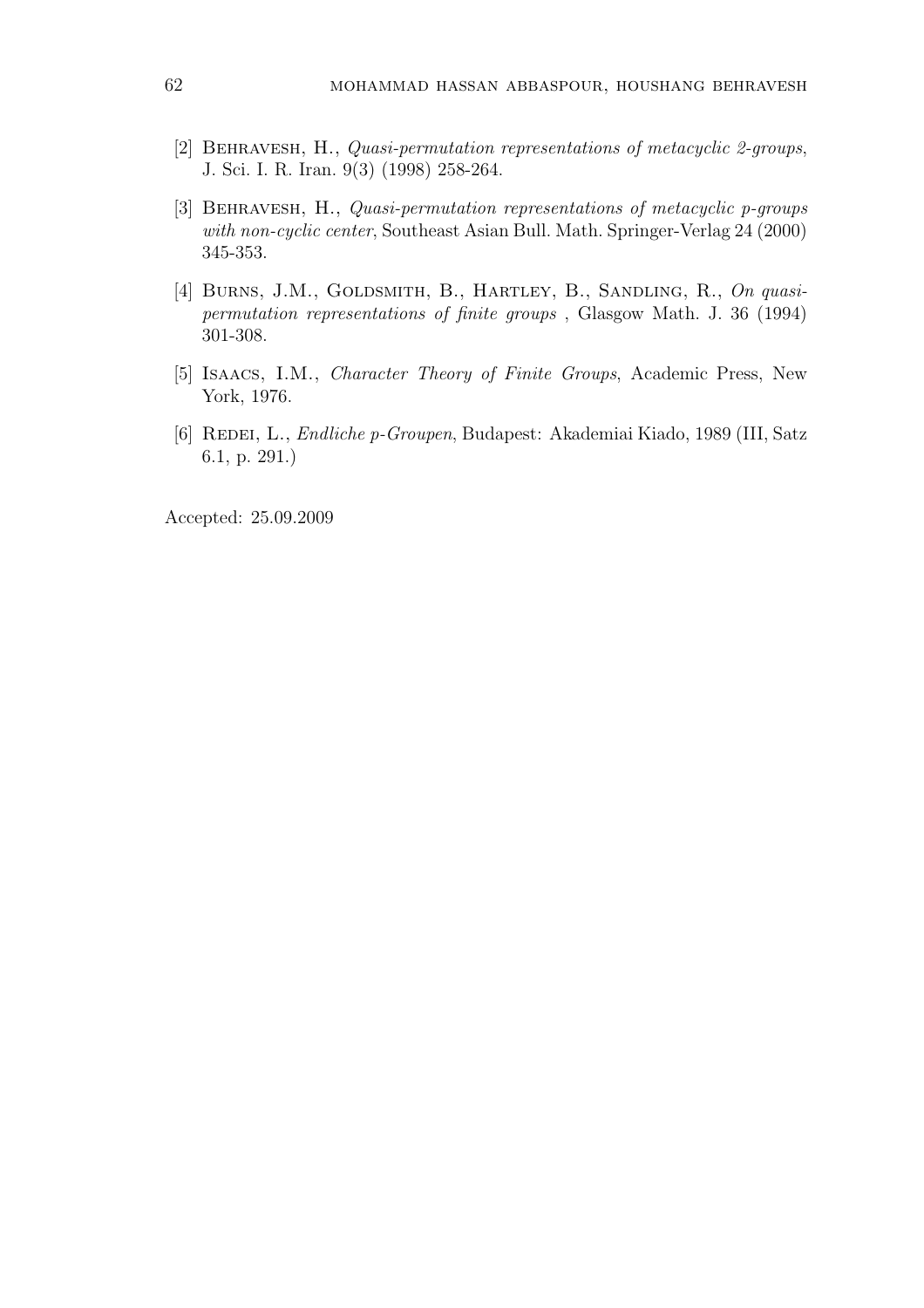[2] Behravesh, H., *Quasi-permutation representations of metacyclic 2-groups*, J. Sci. I. R. Iran. 9(3) (1998) 258-264.

[3] Behravesh, H., *Quasi-permutation representations of metacyclic p-groups with non-cyclic center*, Southeast Asian Bull. Math. Springer-Verlag 24 (2000) 345-353.

[4] Burns, J.M., Goldsmith, B., Hartley, B., Sandling, R., *On quasi-permutation representations of finite groups* , Glasgow Math. J. 36 (1994) 301-308.

[5] Isaacs, I.M., *Character Theory of Finite Groups*, Academic Press, New York, 1976.

[6] Redei, L., *Endliche p-Groupen*, Budapest: Akademiai Kiado, 1989 (III, Satz 6.1, p. 291.)

Accepted: 25.09.2009